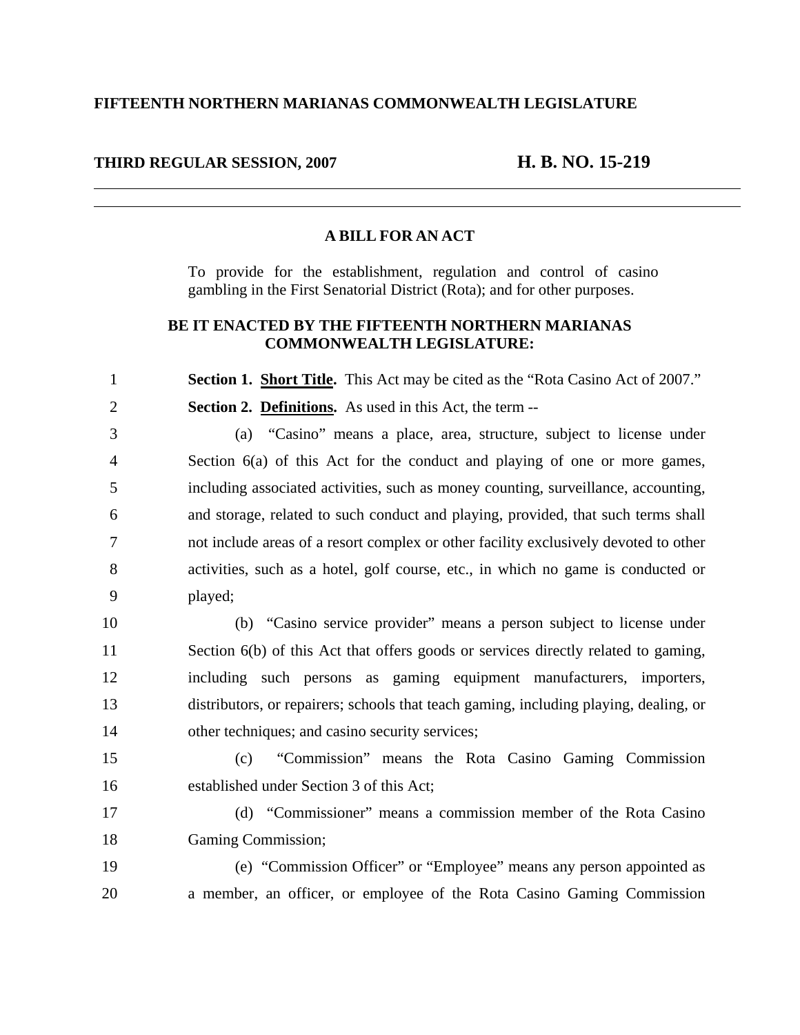**FIFTEENTH NORTHERN MARIANAS COMMONWEALTH LEGISLATURE**

**THIRD REGULAR SESSION, 2007** **H. B. NO. 15-219**

---

**A BILL FOR AN ACT**

To provide for the establishment, regulation and control of casino gambling in the First Senatorial District (Rota); and for other purposes.

**BE IT ENACTED BY THE FIFTEENTH NORTHERN MARIANAS COMMONWEALTH LEGISLATURE:**

1 **Section 1. Short Title.** This Act may be cited as the "Rota Casino Act of 2007."

2 **Section 2. Definitions.** As used in this Act, the term --

3 (a) "Casino" means a place, area, structure, subject to license under
4 Section 6(a) of this Act for the conduct and playing of one or more games,
5 including associated activities, such as money counting, surveillance, accounting,
6 and storage, related to such conduct and playing, provided, that such terms shall
7 not include areas of a resort complex or other facility exclusively devoted to other
8 activities, such as a hotel, golf course, etc., in which no game is conducted or
9 played;

10 (b) "Casino service provider" means a person subject to license under
11 Section 6(b) of this Act that offers goods or services directly related to gaming,
12 including such persons as gaming equipment manufacturers, importers,
13 distributors, or repairers; schools that teach gaming, including playing, dealing, or
14 other techniques; and casino security services;

15 (c) "Commission" means the Rota Casino Gaming Commission
16 established under Section 3 of this Act;

17 (d) "Commissioner" means a commission member of the Rota Casino
18 Gaming Commission;

19 (e) "Commission Officer" or "Employee" means any person appointed as
20 a member, an officer, or employee of the Rota Casino Gaming Commission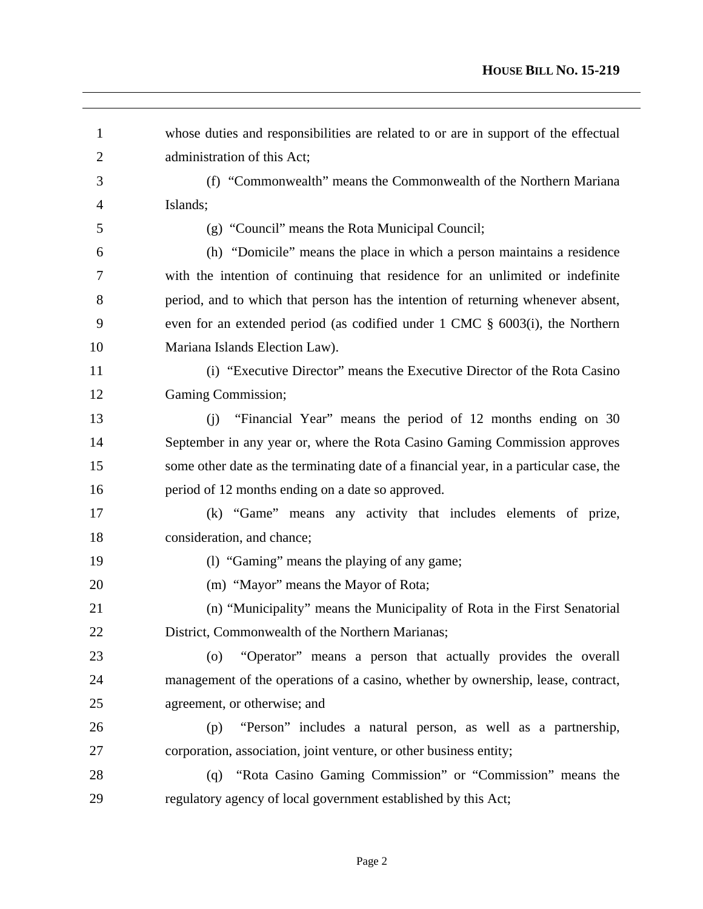whose duties and responsibilities are related to or are in support of the effectual administration of this Act;

(f) "Commonwealth" means the Commonwealth of the Northern Mariana Islands;

(g) "Council" means the Rota Municipal Council;

(h) "Domicile" means the place in which a person maintains a residence with the intention of continuing that residence for an unlimited or indefinite period, and to which that person has the intention of returning whenever absent, even for an extended period (as codified under 1 CMC § 6003(i), the Northern Mariana Islands Election Law).

(i) "Executive Director" means the Executive Director of the Rota Casino Gaming Commission;

(j) "Financial Year" means the period of 12 months ending on 30 September in any year or, where the Rota Casino Gaming Commission approves some other date as the terminating date of a financial year, in a particular case, the period of 12 months ending on a date so approved.

(k) "Game" means any activity that includes elements of prize, consideration, and chance;

(l) "Gaming" means the playing of any game;

(m) "Mayor" means the Mayor of Rota;

(n) "Municipality" means the Municipality of Rota in the First Senatorial District, Commonwealth of the Northern Marianas;

(o) "Operator" means a person that actually provides the overall management of the operations of a casino, whether by ownership, lease, contract, agreement, or otherwise; and

(p) "Person" includes a natural person, as well as a partnership, corporation, association, joint venture, or other business entity;

(q) "Rota Casino Gaming Commission" or "Commission" means the regulatory agency of local government established by this Act;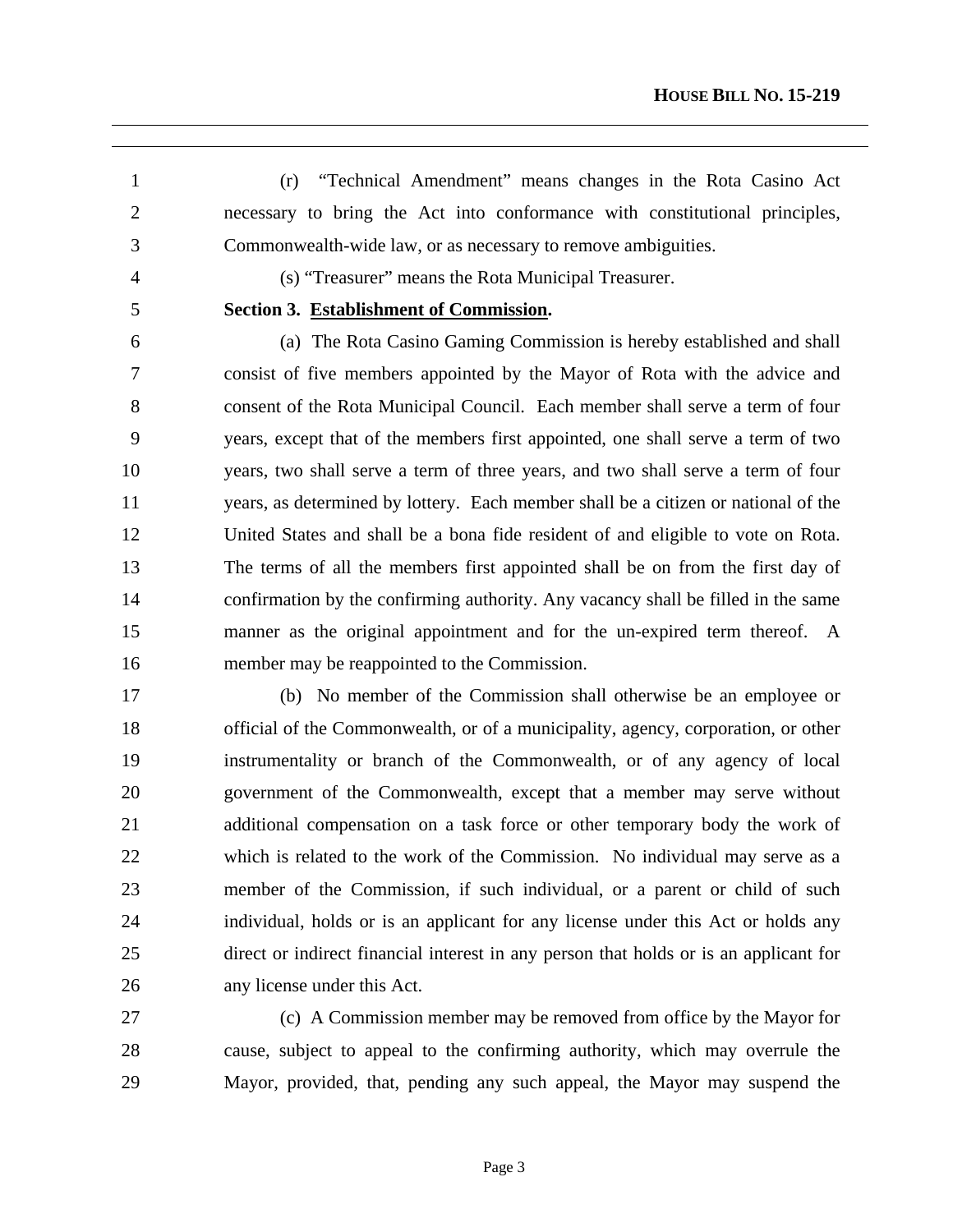(r) "Technical Amendment" means changes in the Rota Casino Act necessary to bring the Act into conformance with constitutional principles, Commonwealth-wide law, or as necessary to remove ambiguities.

(s) "Treasurer" means the Rota Municipal Treasurer.

**Section 3. <u>Establishment of Commission</u>.**

(a) The Rota Casino Gaming Commission is hereby established and shall consist of five members appointed by the Mayor of Rota with the advice and consent of the Rota Municipal Council. Each member shall serve a term of four years, except that of the members first appointed, one shall serve a term of two years, two shall serve a term of three years, and two shall serve a term of four years, as determined by lottery. Each member shall be a citizen or national of the United States and shall be a bona fide resident of and eligible to vote on Rota. The terms of all the members first appointed shall be on from the first day of confirmation by the confirming authority. Any vacancy shall be filled in the same manner as the original appointment and for the un-expired term thereof. A member may be reappointed to the Commission.

(b) No member of the Commission shall otherwise be an employee or official of the Commonwealth, or of a municipality, agency, corporation, or other instrumentality or branch of the Commonwealth, or of any agency of local government of the Commonwealth, except that a member may serve without additional compensation on a task force or other temporary body the work of which is related to the work of the Commission. No individual may serve as a member of the Commission, if such individual, or a parent or child of such individual, holds or is an applicant for any license under this Act or holds any direct or indirect financial interest in any person that holds or is an applicant for any license under this Act.

(c) A Commission member may be removed from office by the Mayor for cause, subject to appeal to the confirming authority, which may overrule the Mayor, provided, that, pending any such appeal, the Mayor may suspend the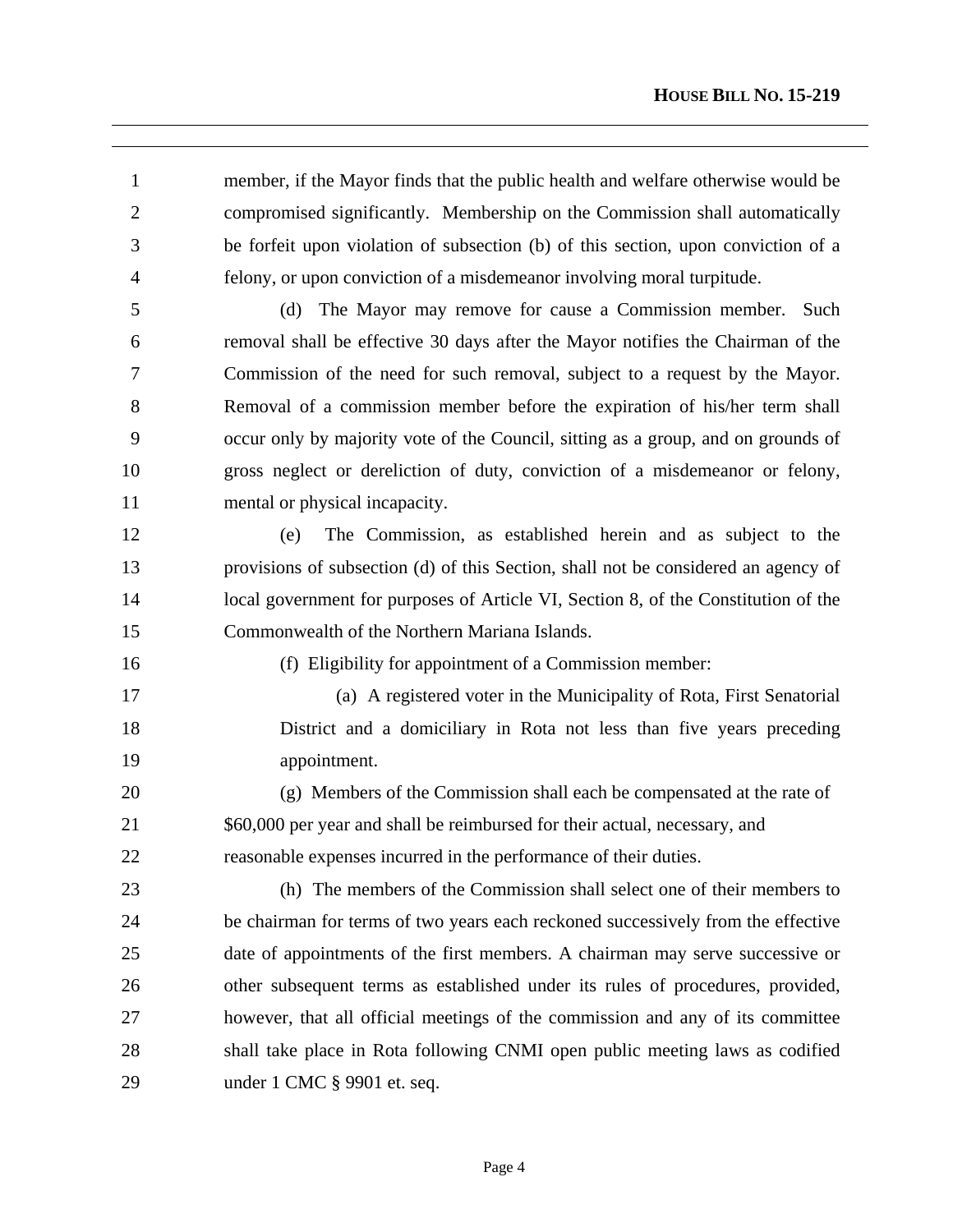member, if the Mayor finds that the public health and welfare otherwise would be compromised significantly. Membership on the Commission shall automatically be forfeit upon violation of subsection (b) of this section, upon conviction of a felony, or upon conviction of a misdemeanor involving moral turpitude.

(d) The Mayor may remove for cause a Commission member. Such removal shall be effective 30 days after the Mayor notifies the Chairman of the Commission of the need for such removal, subject to a request by the Mayor. Removal of a commission member before the expiration of his/her term shall occur only by majority vote of the Council, sitting as a group, and on grounds of gross neglect or dereliction of duty, conviction of a misdemeanor or felony, mental or physical incapacity.

(e) The Commission, as established herein and as subject to the provisions of subsection (d) of this Section, shall not be considered an agency of local government for purposes of Article VI, Section 8, of the Constitution of the Commonwealth of the Northern Mariana Islands.

(f) Eligibility for appointment of a Commission member:

(a) A registered voter in the Municipality of Rota, First Senatorial District and a domiciliary in Rota not less than five years preceding appointment.

(g) Members of the Commission shall each be compensated at the rate of $60,000 per year and shall be reimbursed for their actual, necessary, and reasonable expenses incurred in the performance of their duties.

(h) The members of the Commission shall select one of their members to be chairman for terms of two years each reckoned successively from the effective date of appointments of the first members. A chairman may serve successive or other subsequent terms as established under its rules of procedures, provided, however, that all official meetings of the commission and any of its committee shall take place in Rota following CNMI open public meeting laws as codified under 1 CMC § 9901 et. seq.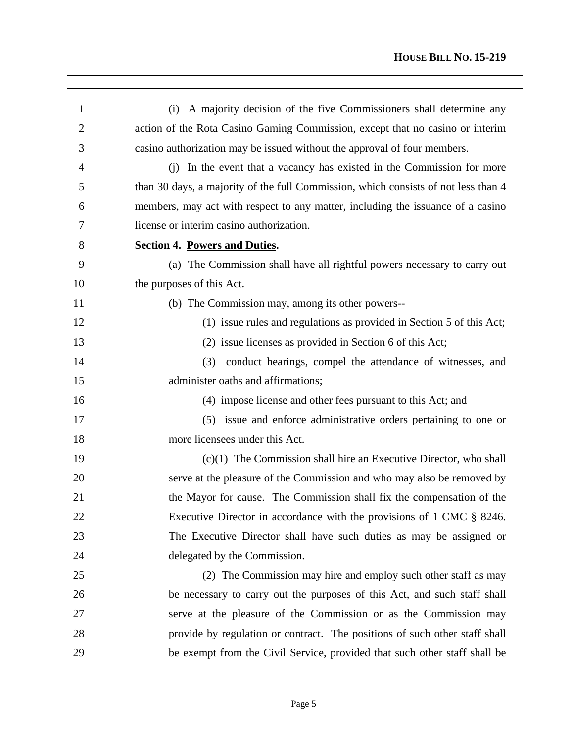(i) A majority decision of the five Commissioners shall determine any action of the Rota Casino Gaming Commission, except that no casino or interim casino authorization may be issued without the approval of four members.

(j) In the event that a vacancy has existed in the Commission for more than 30 days, a majority of the full Commission, which consists of not less than 4 members, may act with respect to any matter, including the issuance of a casino license or interim casino authorization.

**Section 4. Powers and Duties.**

(a) The Commission shall have all rightful powers necessary to carry out the purposes of this Act.

(b) The Commission may, among its other powers--

(1) issue rules and regulations as provided in Section 5 of this Act;

(2) issue licenses as provided in Section 6 of this Act;

(3) conduct hearings, compel the attendance of witnesses, and administer oaths and affirmations;

(4) impose license and other fees pursuant to this Act; and

(5) issue and enforce administrative orders pertaining to one or more licensees under this Act.

(c)(1) The Commission shall hire an Executive Director, who shall serve at the pleasure of the Commission and who may also be removed by the Mayor for cause. The Commission shall fix the compensation of the Executive Director in accordance with the provisions of 1 CMC § 8246. The Executive Director shall have such duties as may be assigned or delegated by the Commission.

(2) The Commission may hire and employ such other staff as may be necessary to carry out the purposes of this Act, and such staff shall serve at the pleasure of the Commission or as the Commission may provide by regulation or contract. The positions of such other staff shall be exempt from the Civil Service, provided that such other staff shall be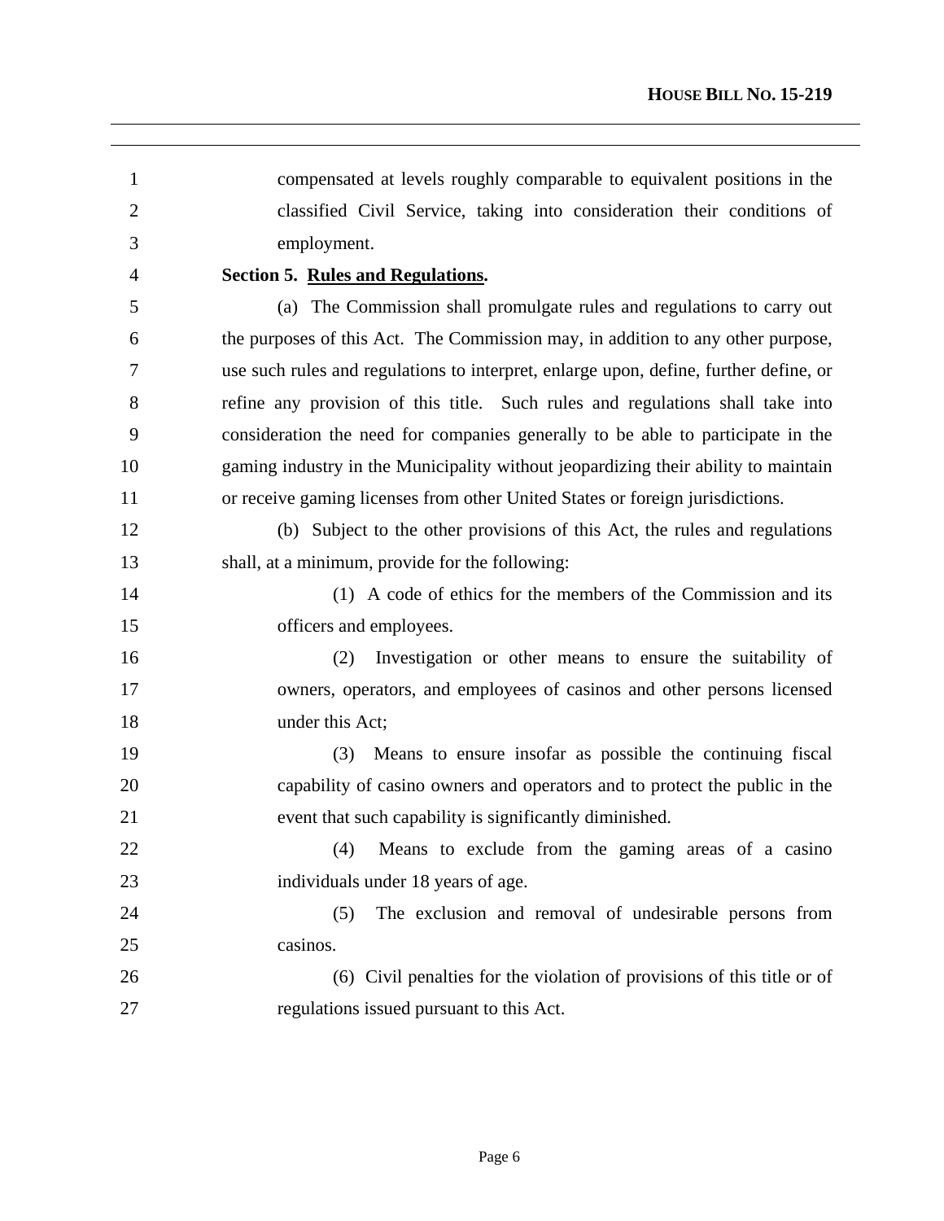compensated at levels roughly comparable to equivalent positions in the classified Civil Service, taking into consideration their conditions of employment.

**Section 5. <u>Rules and Regulations</u>.**

(a) The Commission shall promulgate rules and regulations to carry out the purposes of this Act. The Commission may, in addition to any other purpose, use such rules and regulations to interpret, enlarge upon, define, further define, or refine any provision of this title. Such rules and regulations shall take into consideration the need for companies generally to be able to participate in the gaming industry in the Municipality without jeopardizing their ability to maintain or receive gaming licenses from other United States or foreign jurisdictions.

(b) Subject to the other provisions of this Act, the rules and regulations shall, at a minimum, provide for the following:

(1) A code of ethics for the members of the Commission and its officers and employees.

(2) Investigation or other means to ensure the suitability of owners, operators, and employees of casinos and other persons licensed under this Act;

(3) Means to ensure insofar as possible the continuing fiscal capability of casino owners and operators and to protect the public in the event that such capability is significantly diminished.

(4) Means to exclude from the gaming areas of a casino individuals under 18 years of age.

(5) The exclusion and removal of undesirable persons from casinos.

(6) Civil penalties for the violation of provisions of this title or of regulations issued pursuant to this Act.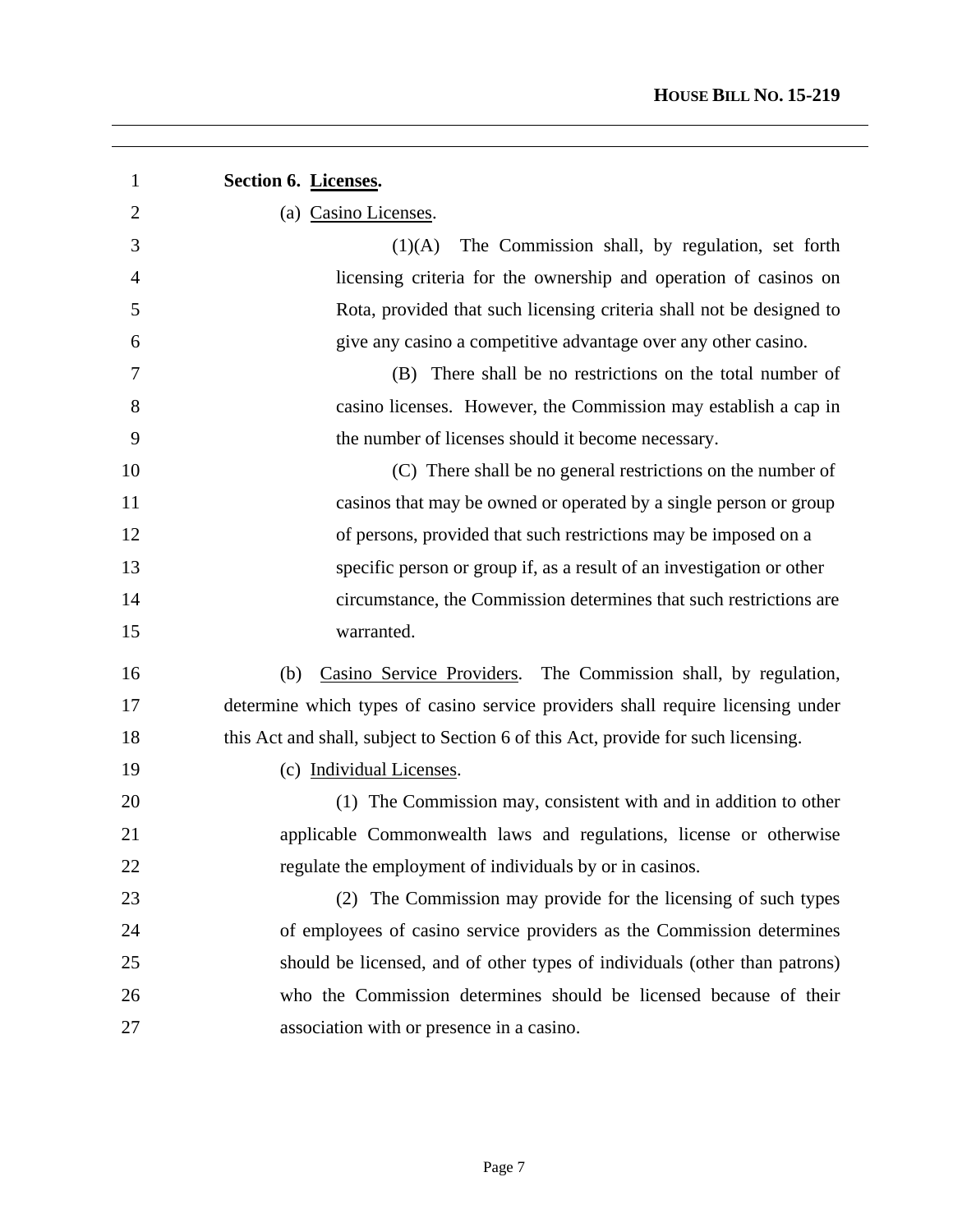**Section 6. Licenses.**

(a) Casino Licenses.

(1)(A) The Commission shall, by regulation, set forth licensing criteria for the ownership and operation of casinos on Rota, provided that such licensing criteria shall not be designed to give any casino a competitive advantage over any other casino.

(B) There shall be no restrictions on the total number of casino licenses. However, the Commission may establish a cap in the number of licenses should it become necessary.

(C) There shall be no general restrictions on the number of casinos that may be owned or operated by a single person or group of persons, provided that such restrictions may be imposed on a specific person or group if, as a result of an investigation or other circumstance, the Commission determines that such restrictions are warranted.

(b) Casino Service Providers. The Commission shall, by regulation, determine which types of casino service providers shall require licensing under this Act and shall, subject to Section 6 of this Act, provide for such licensing.

(c) Individual Licenses.

(1) The Commission may, consistent with and in addition to other applicable Commonwealth laws and regulations, license or otherwise regulate the employment of individuals by or in casinos.

(2) The Commission may provide for the licensing of such types of employees of casino service providers as the Commission determines should be licensed, and of other types of individuals (other than patrons) who the Commission determines should be licensed because of their association with or presence in a casino.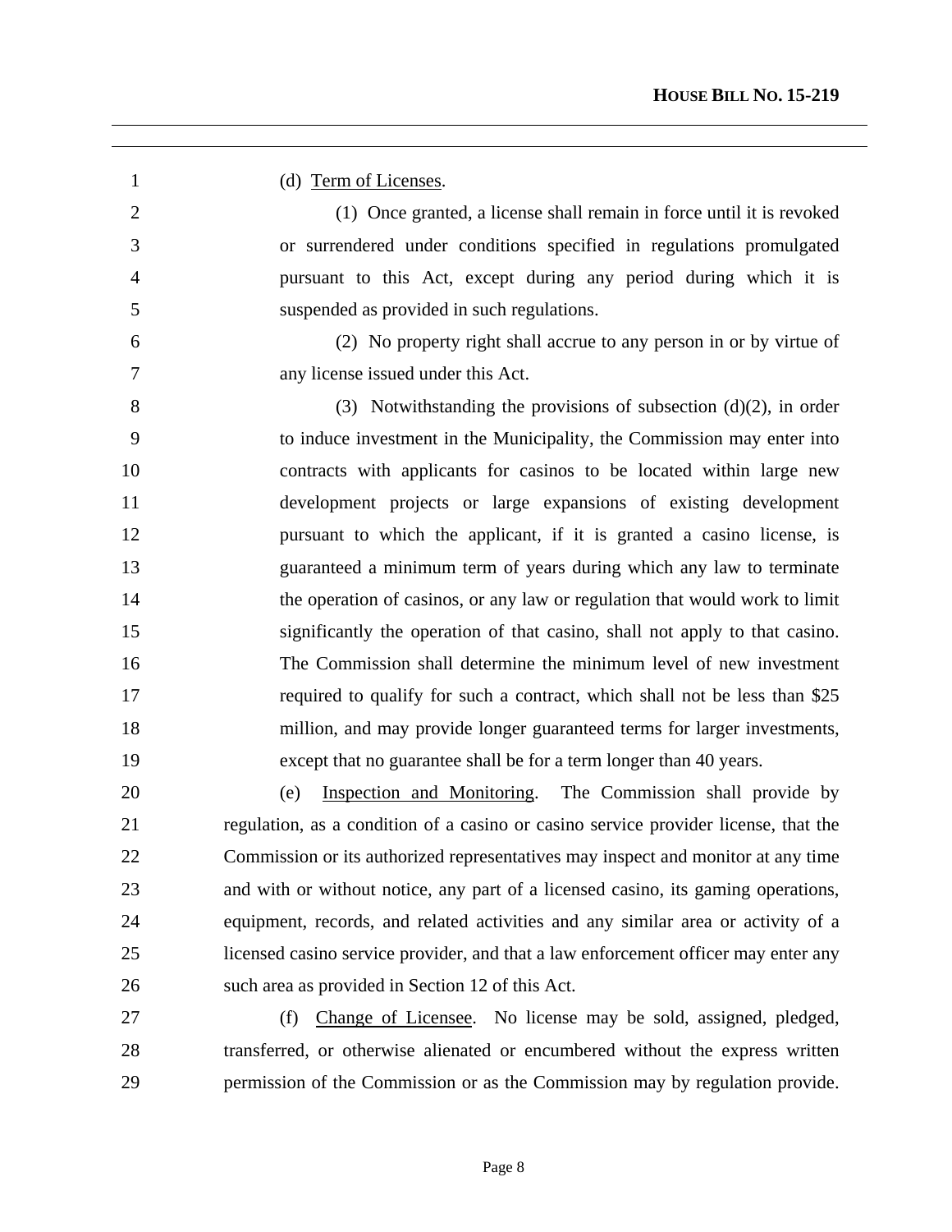(d) Term of Licenses.

(1) Once granted, a license shall remain in force until it is revoked or surrendered under conditions specified in regulations promulgated pursuant to this Act, except during any period during which it is suspended as provided in such regulations.

(2) No property right shall accrue to any person in or by virtue of any license issued under this Act.

(3) Notwithstanding the provisions of subsection (d)(2), in order to induce investment in the Municipality, the Commission may enter into contracts with applicants for casinos to be located within large new development projects or large expansions of existing development pursuant to which the applicant, if it is granted a casino license, is guaranteed a minimum term of years during which any law to terminate the operation of casinos, or any law or regulation that would work to limit significantly the operation of that casino, shall not apply to that casino. The Commission shall determine the minimum level of new investment required to qualify for such a contract, which shall not be less than $25 million, and may provide longer guaranteed terms for larger investments, except that no guarantee shall be for a term longer than 40 years.

(e) Inspection and Monitoring. The Commission shall provide by regulation, as a condition of a casino or casino service provider license, that the Commission or its authorized representatives may inspect and monitor at any time and with or without notice, any part of a licensed casino, its gaming operations, equipment, records, and related activities and any similar area or activity of a licensed casino service provider, and that a law enforcement officer may enter any such area as provided in Section 12 of this Act.

(f) Change of Licensee. No license may be sold, assigned, pledged, transferred, or otherwise alienated or encumbered without the express written permission of the Commission or as the Commission may by regulation provide.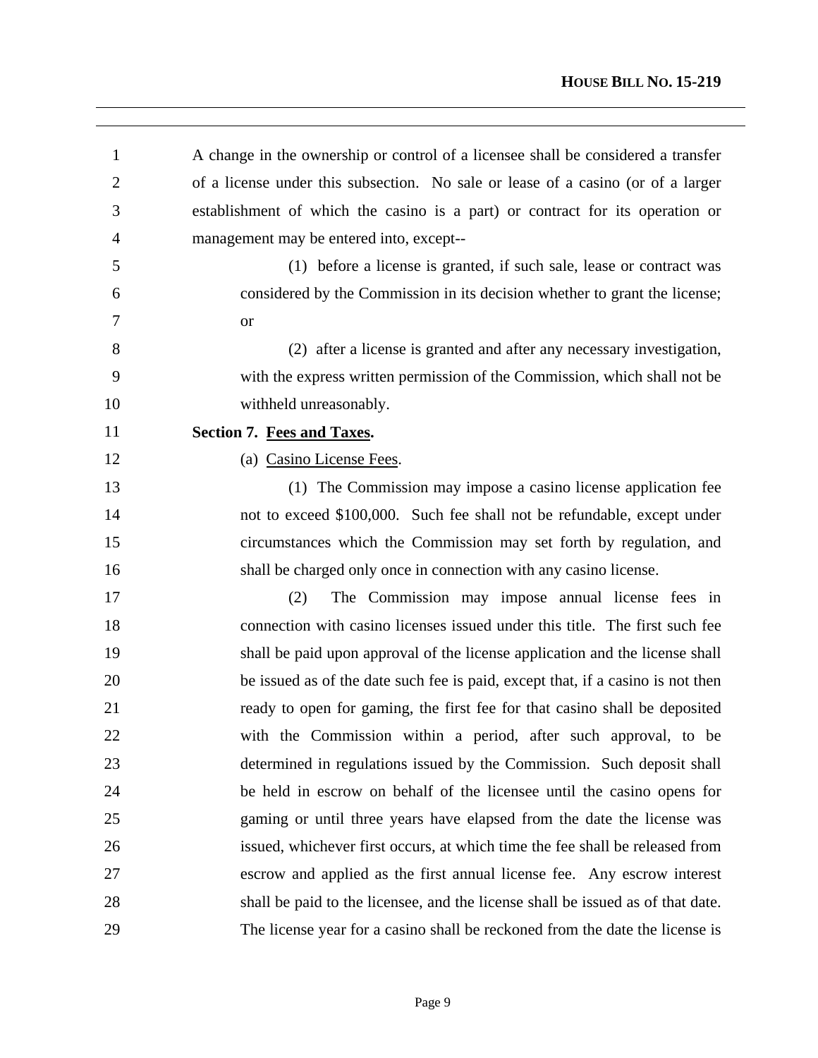A change in the ownership or control of a licensee shall be considered a transfer of a license under this subsection. No sale or lease of a casino (or of a larger establishment of which the casino is a part) or contract for its operation or management may be entered into, except--

(1) before a license is granted, if such sale, lease or contract was considered by the Commission in its decision whether to grant the license; or

(2) after a license is granted and after any necessary investigation, with the express written permission of the Commission, which shall not be withheld unreasonably.

**Section 7. Fees and Taxes.**

(a) Casino License Fees.

(1) The Commission may impose a casino license application fee not to exceed $100,000. Such fee shall not be refundable, except under circumstances which the Commission may set forth by regulation, and shall be charged only once in connection with any casino license.

(2) The Commission may impose annual license fees in connection with casino licenses issued under this title. The first such fee shall be paid upon approval of the license application and the license shall be issued as of the date such fee is paid, except that, if a casino is not then ready to open for gaming, the first fee for that casino shall be deposited with the Commission within a period, after such approval, to be determined in regulations issued by the Commission. Such deposit shall be held in escrow on behalf of the licensee until the casino opens for gaming or until three years have elapsed from the date the license was issued, whichever first occurs, at which time the fee shall be released from escrow and applied as the first annual license fee. Any escrow interest shall be paid to the licensee, and the license shall be issued as of that date. The license year for a casino shall be reckoned from the date the license is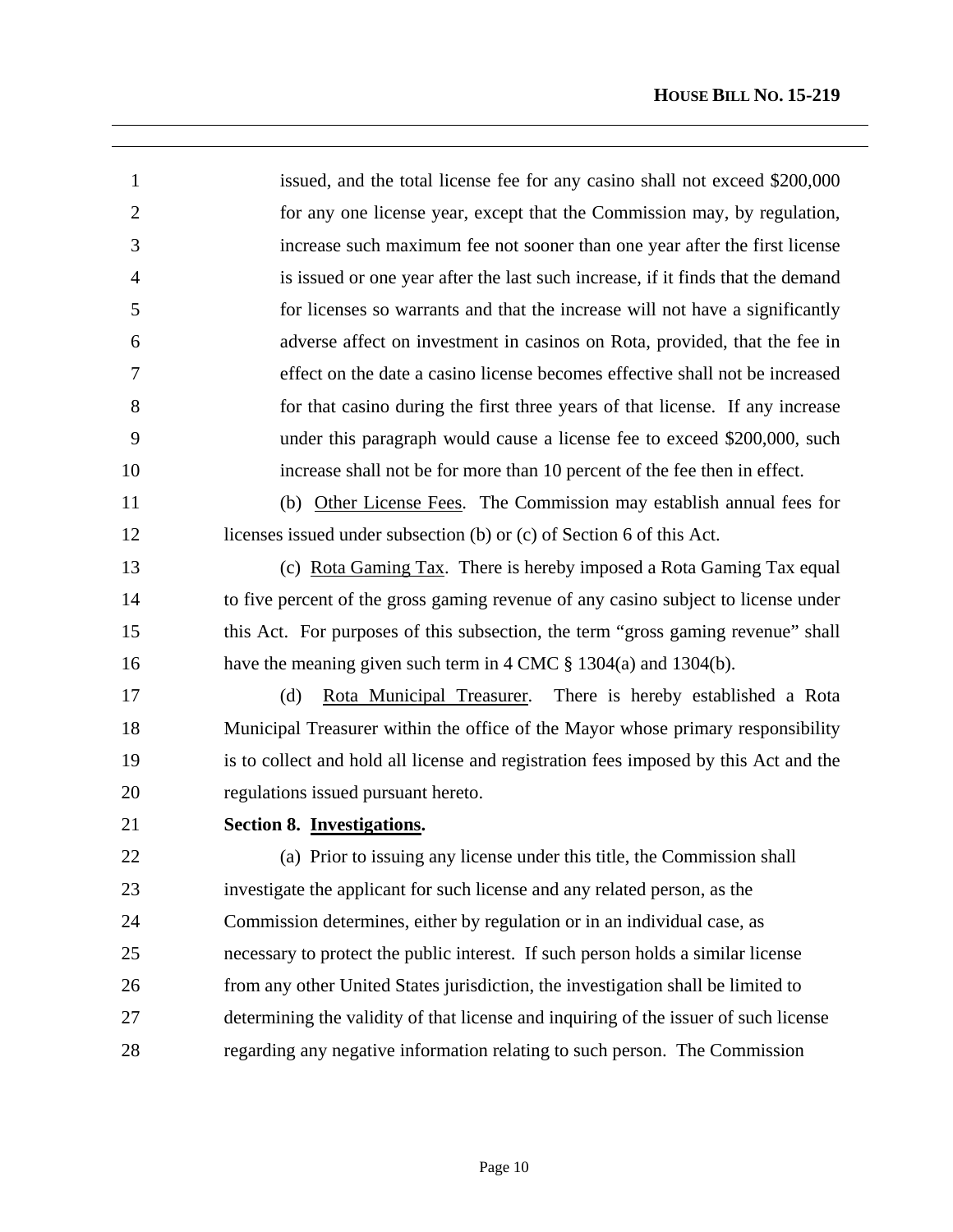issued, and the total license fee for any casino shall not exceed $200,000 for any one license year, except that the Commission may, by regulation, increase such maximum fee not sooner than one year after the first license is issued or one year after the last such increase, if it finds that the demand for licenses so warrants and that the increase will not have a significantly adverse affect on investment in casinos on Rota, provided, that the fee in effect on the date a casino license becomes effective shall not be increased for that casino during the first three years of that license. If any increase under this paragraph would cause a license fee to exceed $200,000, such increase shall not be for more than 10 percent of the fee then in effect.

(b) Other License Fees. The Commission may establish annual fees for licenses issued under subsection (b) or (c) of Section 6 of this Act.

(c) Rota Gaming Tax. There is hereby imposed a Rota Gaming Tax equal to five percent of the gross gaming revenue of any casino subject to license under this Act. For purposes of this subsection, the term "gross gaming revenue" shall have the meaning given such term in 4 CMC § 1304(a) and 1304(b).

(d) Rota Municipal Treasurer. There is hereby established a Rota Municipal Treasurer within the office of the Mayor whose primary responsibility is to collect and hold all license and registration fees imposed by this Act and the regulations issued pursuant hereto.

**Section 8. Investigations.**

(a) Prior to issuing any license under this title, the Commission shall investigate the applicant for such license and any related person, as the Commission determines, either by regulation or in an individual case, as necessary to protect the public interest. If such person holds a similar license from any other United States jurisdiction, the investigation shall be limited to determining the validity of that license and inquiring of the issuer of such license regarding any negative information relating to such person. The Commission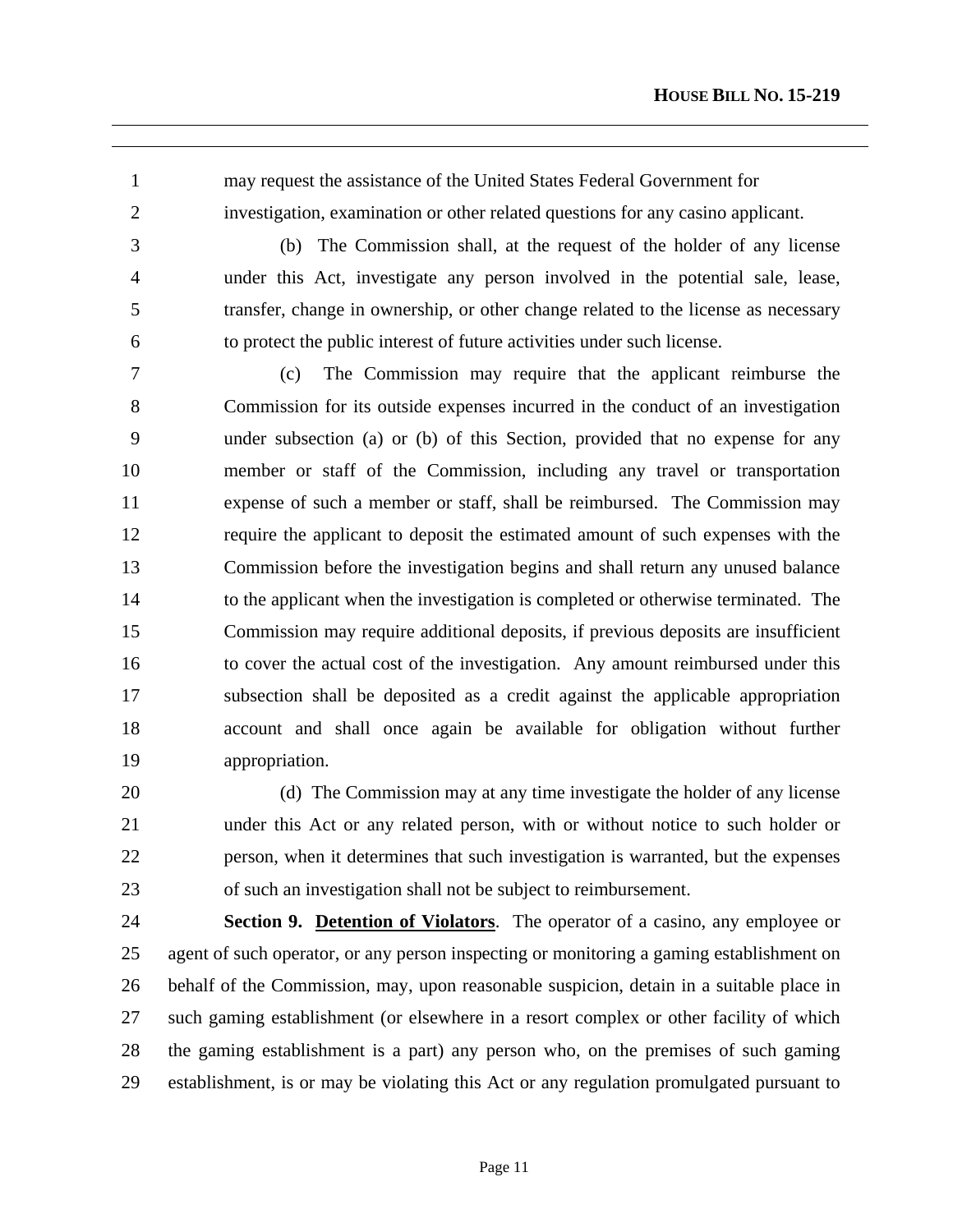may request the assistance of the United States Federal Government for investigation, examination or other related questions for any casino applicant.

(b) The Commission shall, at the request of the holder of any license under this Act, investigate any person involved in the potential sale, lease, transfer, change in ownership, or other change related to the license as necessary to protect the public interest of future activities under such license.

(c) The Commission may require that the applicant reimburse the Commission for its outside expenses incurred in the conduct of an investigation under subsection (a) or (b) of this Section, provided that no expense for any member or staff of the Commission, including any travel or transportation expense of such a member or staff, shall be reimbursed. The Commission may require the applicant to deposit the estimated amount of such expenses with the Commission before the investigation begins and shall return any unused balance to the applicant when the investigation is completed or otherwise terminated. The Commission may require additional deposits, if previous deposits are insufficient to cover the actual cost of the investigation. Any amount reimbursed under this subsection shall be deposited as a credit against the applicable appropriation account and shall once again be available for obligation without further appropriation.

(d) The Commission may at any time investigate the holder of any license under this Act or any related person, with or without notice to such holder or person, when it determines that such investigation is warranted, but the expenses of such an investigation shall not be subject to reimbursement.

**Section 9. <u>Detention of Violators</u>**. The operator of a casino, any employee or agent of such operator, or any person inspecting or monitoring a gaming establishment on behalf of the Commission, may, upon reasonable suspicion, detain in a suitable place in such gaming establishment (or elsewhere in a resort complex or other facility of which the gaming establishment is a part) any person who, on the premises of such gaming establishment, is or may be violating this Act or any regulation promulgated pursuant to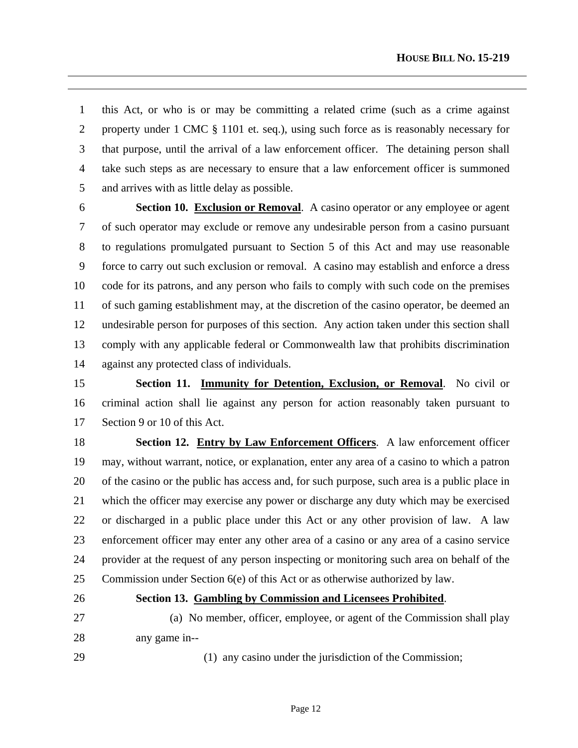this Act, or who is or may be committing a related crime (such as a crime against property under 1 CMC § 1101 et. seq.), using such force as is reasonably necessary for that purpose, until the arrival of a law enforcement officer. The detaining person shall take such steps as are necessary to ensure that a law enforcement officer is summoned and arrives with as little delay as possible.

**Section 10. Exclusion or Removal**. A casino operator or any employee or agent of such operator may exclude or remove any undesirable person from a casino pursuant to regulations promulgated pursuant to Section 5 of this Act and may use reasonable force to carry out such exclusion or removal. A casino may establish and enforce a dress code for its patrons, and any person who fails to comply with such code on the premises of such gaming establishment may, at the discretion of the casino operator, be deemed an undesirable person for purposes of this section. Any action taken under this section shall comply with any applicable federal or Commonwealth law that prohibits discrimination against any protected class of individuals.

**Section 11. Immunity for Detention, Exclusion, or Removal**. No civil or criminal action shall lie against any person for action reasonably taken pursuant to Section 9 or 10 of this Act.

**Section 12. Entry by Law Enforcement Officers**. A law enforcement officer may, without warrant, notice, or explanation, enter any area of a casino to which a patron of the casino or the public has access and, for such purpose, such area is a public place in which the officer may exercise any power or discharge any duty which may be exercised or discharged in a public place under this Act or any other provision of law. A law enforcement officer may enter any other area of a casino or any area of a casino service provider at the request of any person inspecting or monitoring such area on behalf of the Commission under Section 6(e) of this Act or as otherwise authorized by law.

**Section 13. Gambling by Commission and Licensees Prohibited**.

(a) No member, officer, employee, or agent of the Commission shall play any game in--

(1) any casino under the jurisdiction of the Commission;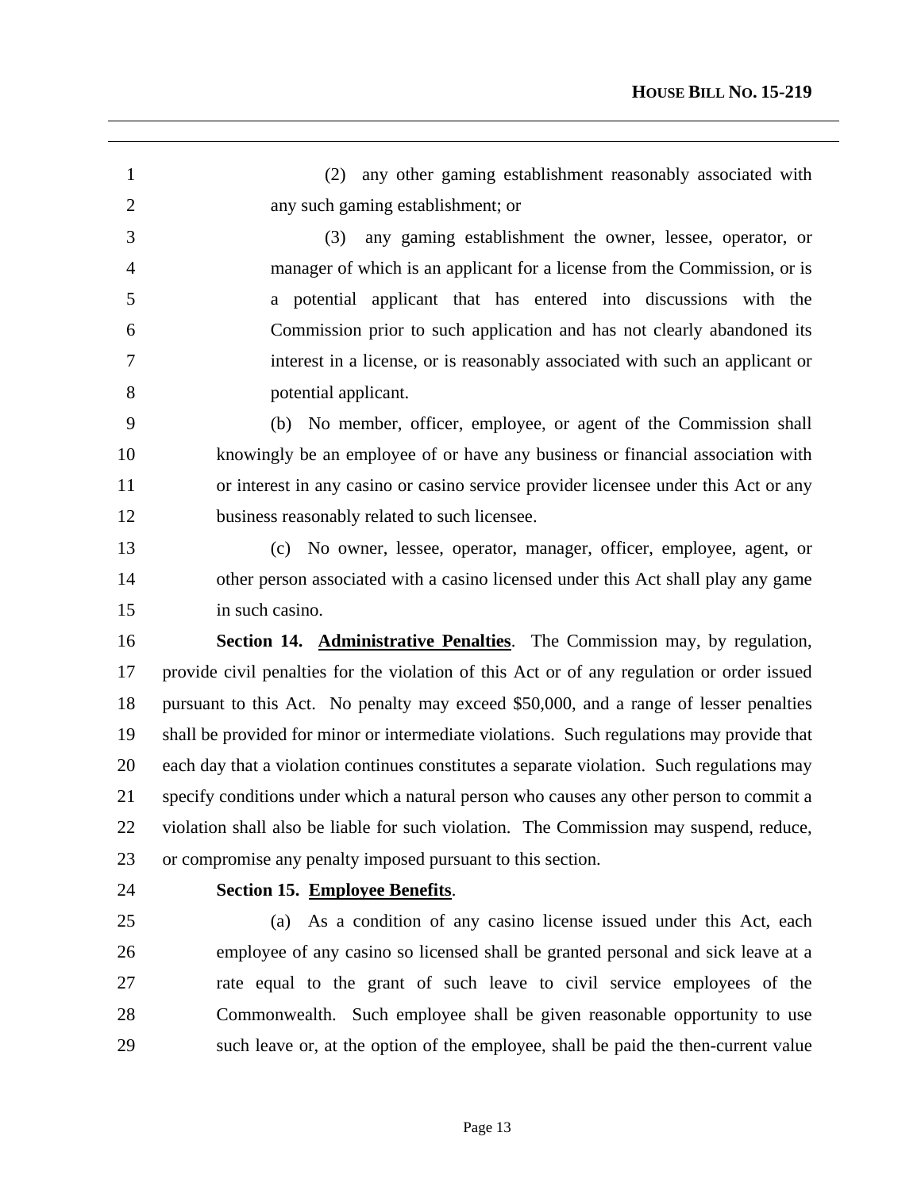(2) any other gaming establishment reasonably associated with any such gaming establishment; or

(3) any gaming establishment the owner, lessee, operator, or manager of which is an applicant for a license from the Commission, or is a potential applicant that has entered into discussions with the Commission prior to such application and has not clearly abandoned its interest in a license, or is reasonably associated with such an applicant or potential applicant.

(b) No member, officer, employee, or agent of the Commission shall knowingly be an employee of or have any business or financial association with or interest in any casino or casino service provider licensee under this Act or any business reasonably related to such licensee.

(c) No owner, lessee, operator, manager, officer, employee, agent, or other person associated with a casino licensed under this Act shall play any game in such casino.

**Section 14. Administrative Penalties**. The Commission may, by regulation, provide civil penalties for the violation of this Act or of any regulation or order issued pursuant to this Act. No penalty may exceed $50,000, and a range of lesser penalties shall be provided for minor or intermediate violations. Such regulations may provide that each day that a violation continues constitutes a separate violation. Such regulations may specify conditions under which a natural person who causes any other person to commit a violation shall also be liable for such violation. The Commission may suspend, reduce, or compromise any penalty imposed pursuant to this section.

**Section 15. Employee Benefits**.

(a) As a condition of any casino license issued under this Act, each employee of any casino so licensed shall be granted personal and sick leave at a rate equal to the grant of such leave to civil service employees of the Commonwealth. Such employee shall be given reasonable opportunity to use such leave or, at the option of the employee, shall be paid the then-current value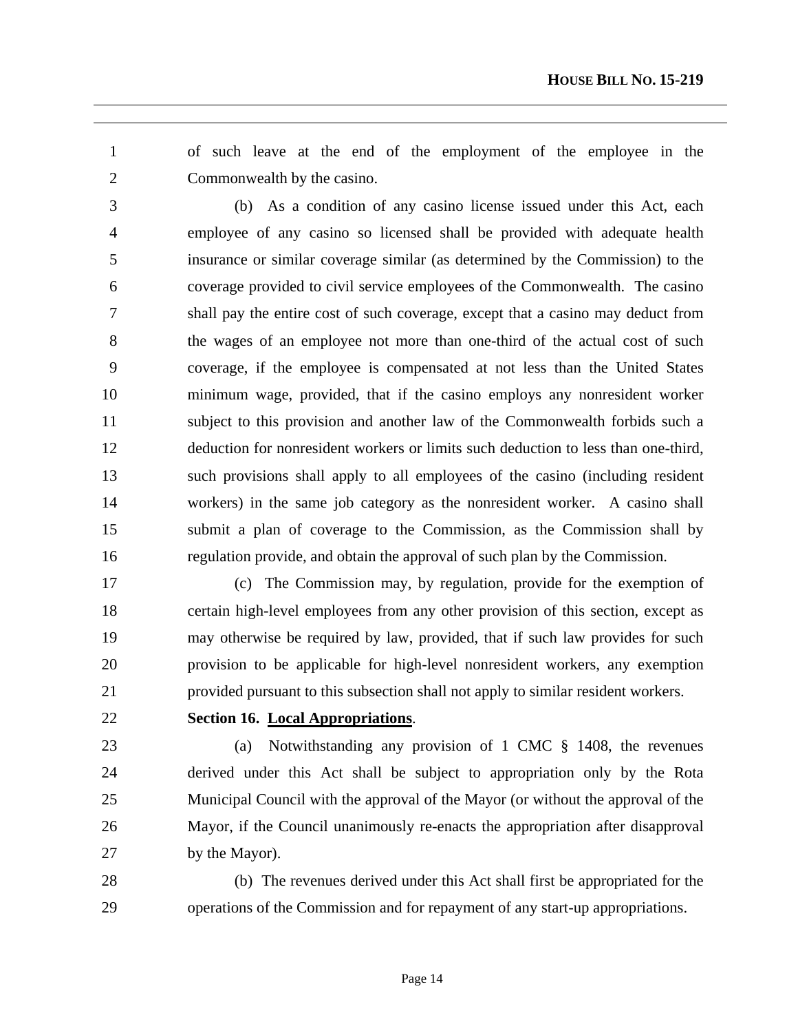of such leave at the end of the employment of the employee in the Commonwealth by the casino.

(b) As a condition of any casino license issued under this Act, each employee of any casino so licensed shall be provided with adequate health insurance or similar coverage similar (as determined by the Commission) to the coverage provided to civil service employees of the Commonwealth. The casino shall pay the entire cost of such coverage, except that a casino may deduct from the wages of an employee not more than one-third of the actual cost of such coverage, if the employee is compensated at not less than the United States minimum wage, provided, that if the casino employs any nonresident worker subject to this provision and another law of the Commonwealth forbids such a deduction for nonresident workers or limits such deduction to less than one-third, such provisions shall apply to all employees of the casino (including resident workers) in the same job category as the nonresident worker. A casino shall submit a plan of coverage to the Commission, as the Commission shall by regulation provide, and obtain the approval of such plan by the Commission.

(c) The Commission may, by regulation, provide for the exemption of certain high-level employees from any other provision of this section, except as may otherwise be required by law, provided, that if such law provides for such provision to be applicable for high-level nonresident workers, any exemption provided pursuant to this subsection shall not apply to similar resident workers.

**Section 16. Local Appropriations**.

(a) Notwithstanding any provision of 1 CMC § 1408, the revenues derived under this Act shall be subject to appropriation only by the Rota Municipal Council with the approval of the Mayor (or without the approval of the Mayor, if the Council unanimously re-enacts the appropriation after disapproval by the Mayor).

(b) The revenues derived under this Act shall first be appropriated for the operations of the Commission and for repayment of any start-up appropriations.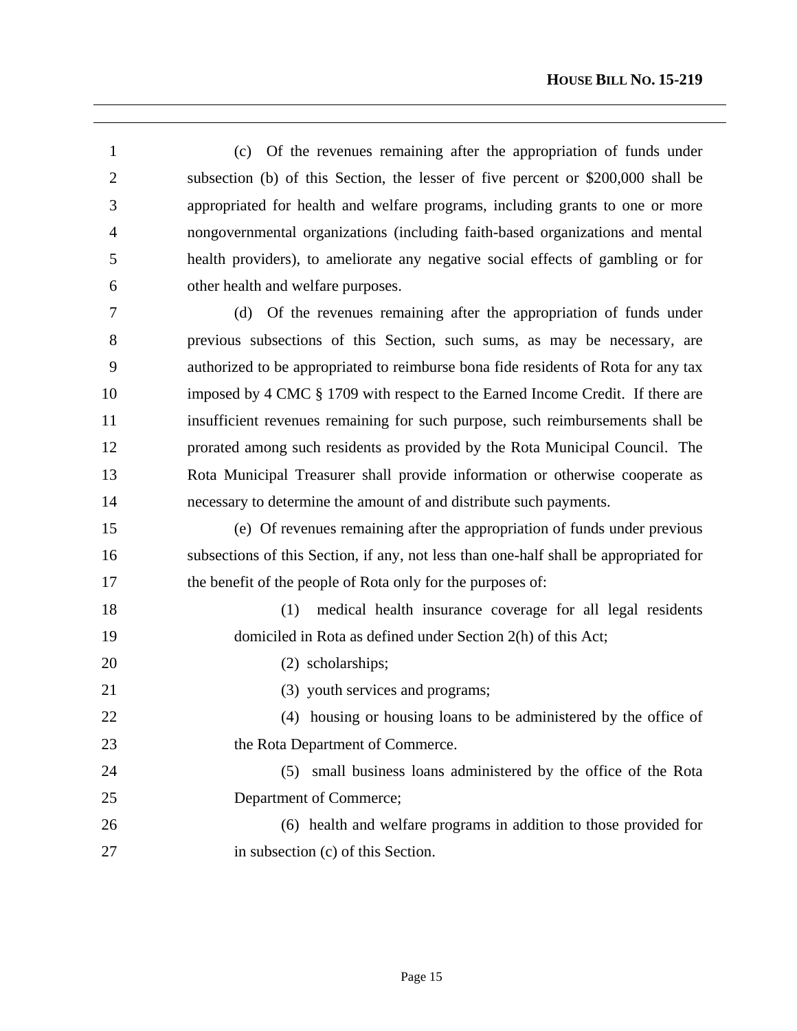(c) Of the revenues remaining after the appropriation of funds under subsection (b) of this Section, the lesser of five percent or $200,000 shall be appropriated for health and welfare programs, including grants to one or more nongovernmental organizations (including faith-based organizations and mental health providers), to ameliorate any negative social effects of gambling or for other health and welfare purposes.

(d) Of the revenues remaining after the appropriation of funds under previous subsections of this Section, such sums, as may be necessary, are authorized to be appropriated to reimburse bona fide residents of Rota for any tax imposed by 4 CMC § 1709 with respect to the Earned Income Credit. If there are insufficient revenues remaining for such purpose, such reimbursements shall be prorated among such residents as provided by the Rota Municipal Council. The Rota Municipal Treasurer shall provide information or otherwise cooperate as necessary to determine the amount of and distribute such payments.

(e) Of revenues remaining after the appropriation of funds under previous subsections of this Section, if any, not less than one-half shall be appropriated for the benefit of the people of Rota only for the purposes of:

(1) medical health insurance coverage for all legal residents domiciled in Rota as defined under Section 2(h) of this Act;

(2) scholarships;

(3) youth services and programs;

(4) housing or housing loans to be administered by the office of the Rota Department of Commerce.

(5) small business loans administered by the office of the Rota Department of Commerce;

(6) health and welfare programs in addition to those provided for in subsection (c) of this Section.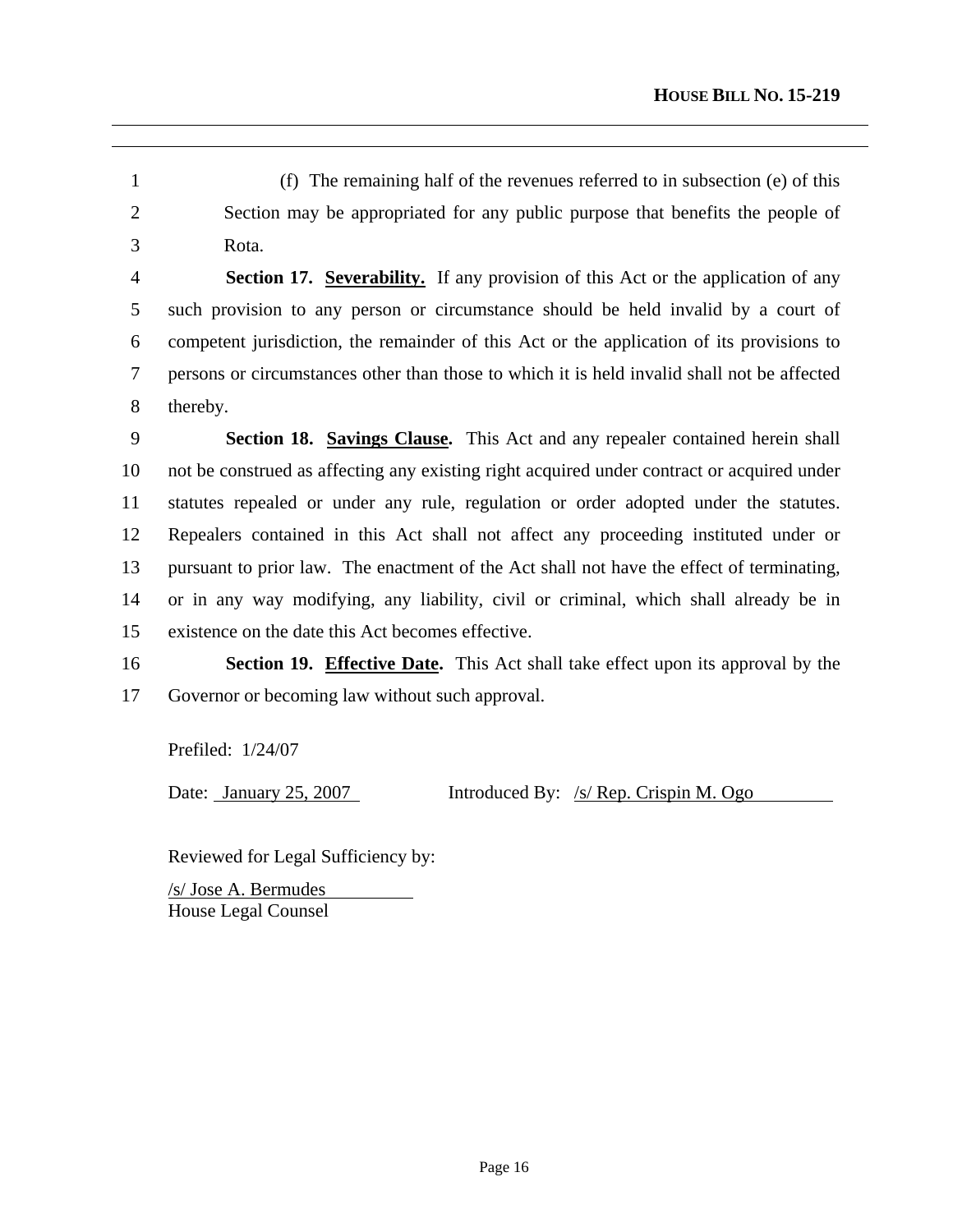(f) The remaining half of the revenues referred to in subsection (e) of this Section may be appropriated for any public purpose that benefits the people of Rota.

**Section 17. Severability.** If any provision of this Act or the application of any such provision to any person or circumstance should be held invalid by a court of competent jurisdiction, the remainder of this Act or the application of its provisions to persons or circumstances other than those to which it is held invalid shall not be affected thereby.

**Section 18. Savings Clause.** This Act and any repealer contained herein shall not be construed as affecting any existing right acquired under contract or acquired under statutes repealed or under any rule, regulation or order adopted under the statutes. Repealers contained in this Act shall not affect any proceeding instituted under or pursuant to prior law. The enactment of the Act shall not have the effect of terminating, or in any way modifying, any liability, civil or criminal, which shall already be in existence on the date this Act becomes effective.

**Section 19. Effective Date.** This Act shall take effect upon its approval by the Governor or becoming law without such approval.

Prefiled: 1/24/07

Date: January 25, 2007 Introduced By: /s/ Rep. Crispin M. Ogo

Reviewed for Legal Sufficiency by:

/s/ Jose A. Bermudes
House Legal Counsel